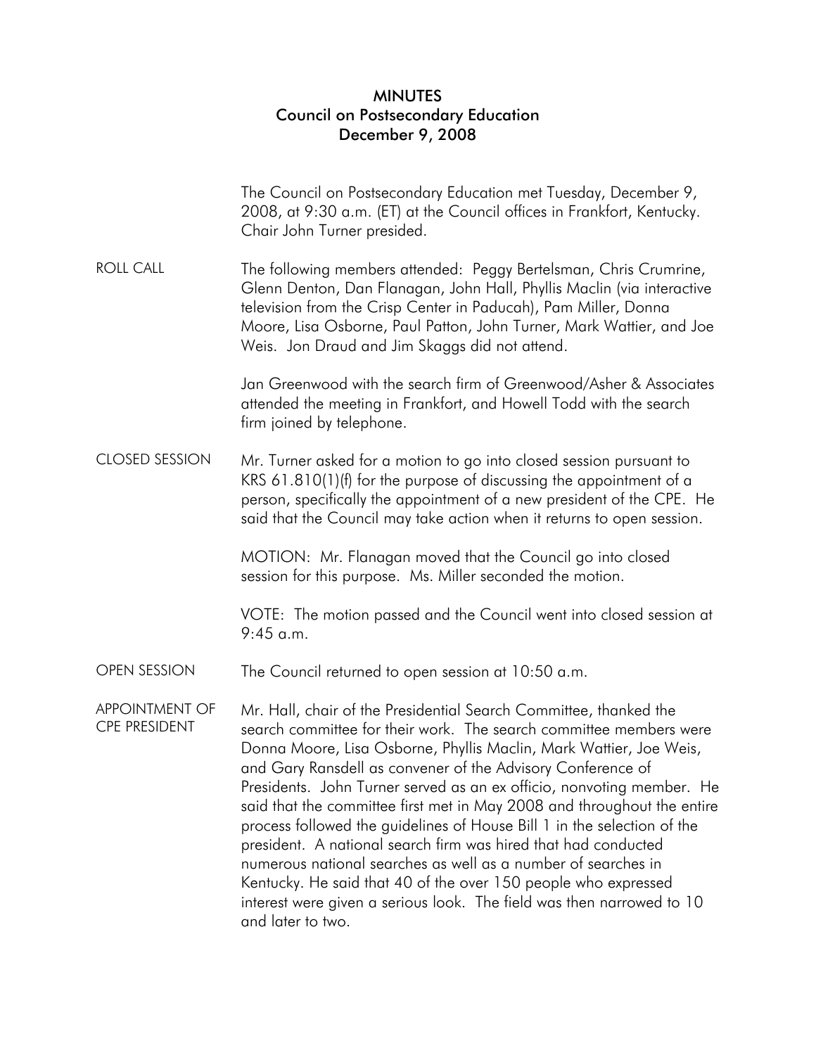# MINUTES
## Council on Postsecondary Education
### December 9, 2008

The Council on Postsecondary Education met Tuesday, December 9, 2008, at 9:30 a.m. (ET) at the Council offices in Frankfort, Kentucky. Chair John Turner presided.

**ROLL CALL**

The following members attended: Peggy Bertelsman, Chris Crumrine, Glenn Denton, Dan Flanagan, John Hall, Phyllis Maclin (via interactive television from the Crisp Center in Paducah), Pam Miller, Donna Moore, Lisa Osborne, Paul Patton, John Turner, Mark Wattier, and Joe Weis. Jon Draud and Jim Skaggs did not attend.

Jan Greenwood with the search firm of Greenwood/Asher & Associates attended the meeting in Frankfort, and Howell Todd with the search firm joined by telephone.

**CLOSED SESSION**

Mr. Turner asked for a motion to go into closed session pursuant to KRS 61.810(1)(f) for the purpose of discussing the appointment of a person, specifically the appointment of a new president of the CPE. He said that the Council may take action when it returns to open session.

MOTION: Mr. Flanagan moved that the Council go into closed session for this purpose. Ms. Miller seconded the motion.

VOTE: The motion passed and the Council went into closed session at 9:45 a.m.

**OPEN SESSION**

The Council returned to open session at 10:50 a.m.

**APPOINTMENT OF CPE PRESIDENT**

Mr. Hall, chair of the Presidential Search Committee, thanked the search committee for their work. The search committee members were Donna Moore, Lisa Osborne, Phyllis Maclin, Mark Wattier, Joe Weis, and Gary Ransdell as convener of the Advisory Conference of Presidents. John Turner served as an ex officio, nonvoting member. He said that the committee first met in May 2008 and throughout the entire process followed the guidelines of House Bill 1 in the selection of the president. A national search firm was hired that had conducted numerous national searches as well as a number of searches in Kentucky. He said that 40 of the over 150 people who expressed interest were given a serious look. The field was then narrowed to 10 and later to two.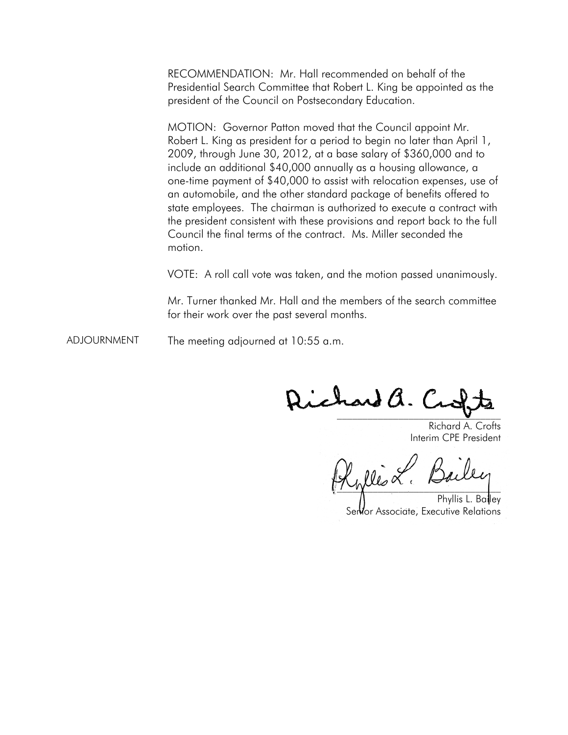RECOMMENDATION: Mr. Hall recommended on behalf of the Presidential Search Committee that Robert L. King be appointed as the president of the Council on Postsecondary Education.

MOTION: Governor Patton moved that the Council appoint Mr. Robert L. King as president for a period to begin no later than April 1, 2009, through June 30, 2012, at a base salary of $360,000 and to include an additional $40,000 annually as a housing allowance, a one-time payment of $40,000 to assist with relocation expenses, use of an automobile, and the other standard package of benefits offered to state employees. The chairman is authorized to execute a contract with the president consistent with these provisions and report back to the full Council the final terms of the contract. Ms. Miller seconded the motion.

VOTE: A roll call vote was taken, and the motion passed unanimously.

Mr. Turner thanked Mr. Hall and the members of the search committee for their work over the past several months.

ADJOURNMENT

The meeting adjourned at 10:55 a.m.

Richard A. Crofts
Interim CPE President

Phyllis L. Bailey
Senior Associate, Executive Relations